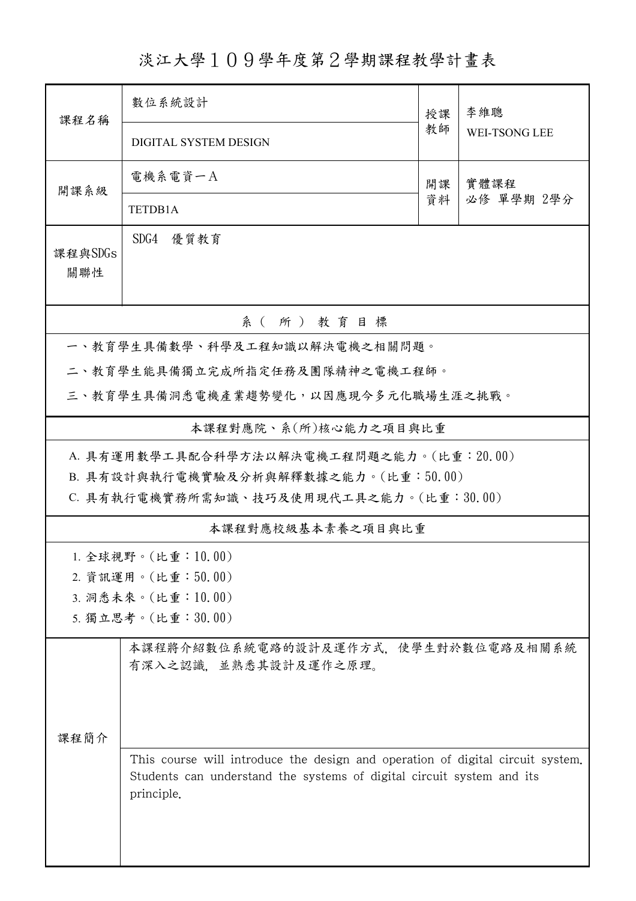# 淡江大學１０９學年度第２學期課程教學計畫表

| 課程名稱 | 數位系統設計 | 授課教師 | 李維聰 |
|---|---|---|---|
| | DIGITAL SYSTEM DESIGN | | WEI-TSONG LEE |
| 開課系級 | 電機系電資一A | 開課資料 | 實體課程<br>必修 單學期 2學分 |
| | TETDB1A | | |
| 課程與SDGs關聯性 | SDG4 優質教育 | | |

## 系（所）教育目標

一、教育學生具備數學、科學及工程知識以解決電機之相關問題。

二、教育學生能具備獨立完成所指定任務及團隊精神之電機工程師。

三、教育學生具備洞悉電機產業趨勢變化，以因應現今多元化職場生涯之挑戰。

## 本課程對應院、系(所)核心能力之項目與比重

A. 具有運用數學工具配合科學方法以解決電機工程問題之能力。(比重：20.00)

B. 具有設計與執行電機實驗及分析與解釋數據之能力。(比重：50.00)

C. 具有執行電機實務所需知識、技巧及使用現代工具之能力。(比重：30.00)

## 本課程對應校級基本素養之項目與比重

1. 全球視野。(比重：10.00)
2. 資訊運用。(比重：50.00)
3. 洞悉未來。(比重：10.00)
5. 獨立思考。(比重：30.00)

## 課程簡介

本課程將介紹數位系統電路的設計及運作方式，使學生對於數位電路及相關系統有深入之認識，並熟悉其設計及運作之原理。

This course will introduce the design and operation of digital circuit system. Students can understand the systems of digital circuit system and its principle.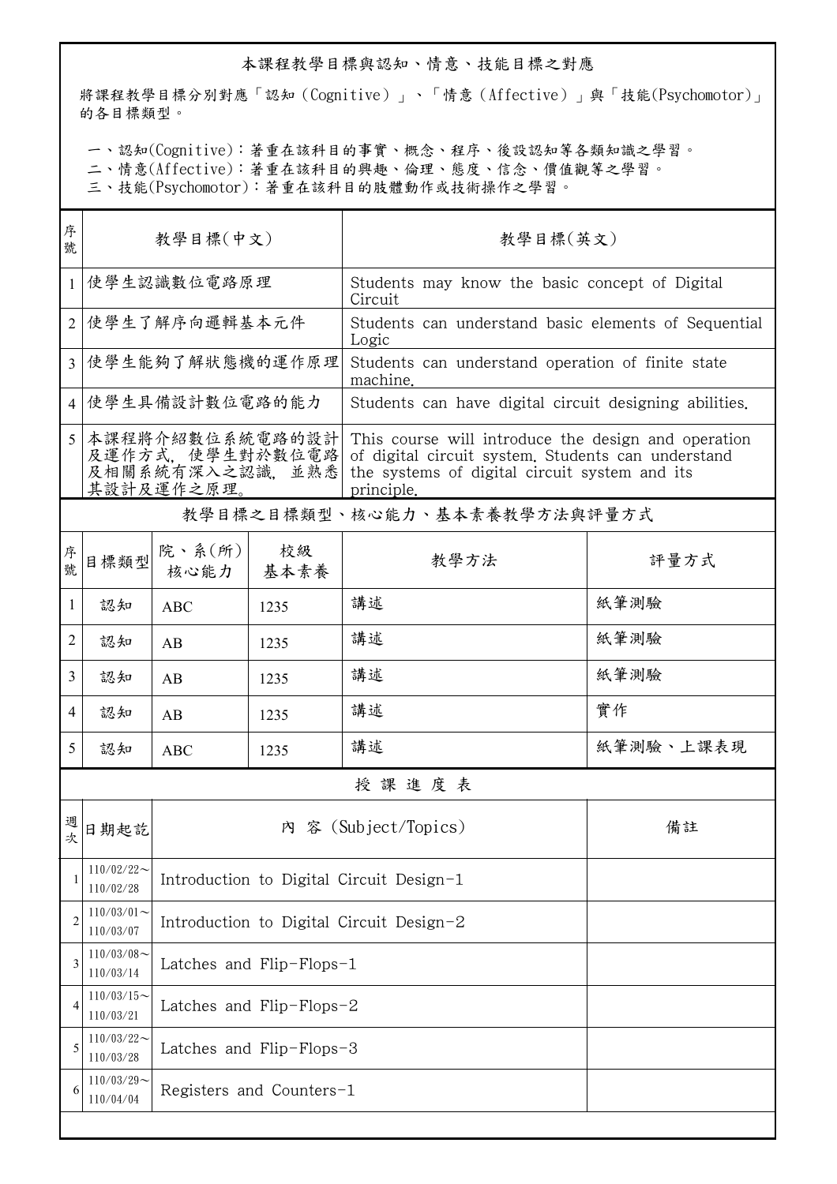## 本課程教學目標與認知、情意、技能目標之對應

將課程教學目標分別對應「認知（Cognitive）」、「情意（Affective）」與「技能(Psychomotor)」的各目標類型。

一、認知(Cognitive)：著重在該科目的事實、概念、程序、後設認知等各類知識之學習。
二、情意(Affective)：著重在該科目的興趣、倫理、態度、信念、價值觀等之學習。
三、技能(Psychomotor)：著重在該科目的肢體動作或技術操作之學習。

| 序號 | 教學目標(中文) | 教學目標(英文) |
|---|---|---|
| 1 | 使學生認識數位電路原理 | Students may know the basic concept of Digital Circuit |
| 2 | 使學生了解序向邏輯基本元件 | Students can understand basic elements of Sequential Logic |
| 3 | 使學生能夠了解狀態機的運作原理 | Students can understand operation of finite state machine. |
| 4 | 使學生具備設計數位電路的能力 | Students can have digital circuit designing abilities. |
| 5 | 本課程將介紹數位系統電路的設計及運作方式，使學生對於數位電路及相關系統有深入之認識，並熟悉其設計及運作之原理。 | This course will introduce the design and operation of digital circuit system. Students can understand the systems of digital circuit system and its principle. |

## 教學目標之目標類型、核心能力、基本素養教學方法與評量方式

| 序號 | 目標類型 | 院、系(所)核心能力 | 校級基本素養 | 教學方法 | 評量方式 |
|---|---|---|---|---|---|
| 1 | 認知 | ABC | 1235 | 講述 | 紙筆測驗 |
| 2 | 認知 | AB | 1235 | 講述 | 紙筆測驗 |
| 3 | 認知 | AB | 1235 | 講述 | 紙筆測驗 |
| 4 | 認知 | AB | 1235 | 講述 | 實作 |
| 5 | 認知 | ABC | 1235 | 講述 | 紙筆測驗、上課表現 |

## 授 課 進 度 表

| 週次 | 日期起訖 | 內 容 (Subject/Topics) | 備註 |
|---|---|---|---|
| 1 | 110/02/22～110/02/28 | Introduction to Digital Circuit Design-1 | |
| 2 | 110/03/01～110/03/07 | Introduction to Digital Circuit Design-2 | |
| 3 | 110/03/08～110/03/14 | Latches and Flip-Flops-1 | |
| 4 | 110/03/15～110/03/21 | Latches and Flip-Flops-2 | |
| 5 | 110/03/22～110/03/28 | Latches and Flip-Flops-3 | |
| 6 | 110/03/29～110/04/04 | Registers and Counters-1 | |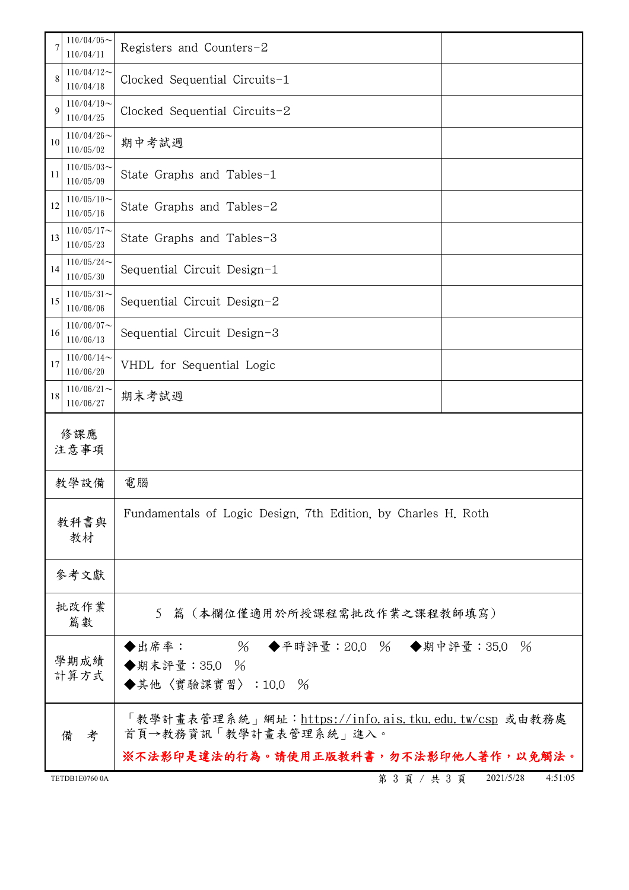| | | | |
|---|---|---|---|
| 7 | 110/04/05～110/04/11 | Registers and Counters-2 | |
| 8 | 110/04/12～110/04/18 | Clocked Sequential Circuits-1 | |
| 9 | 110/04/19～110/04/25 | Clocked Sequential Circuits-2 | |
| 10 | 110/04/26～110/05/02 | 期中考試週 | |
| 11 | 110/05/03～110/05/09 | State Graphs and Tables-1 | |
| 12 | 110/05/10～110/05/16 | State Graphs and Tables-2 | |
| 13 | 110/05/17～110/05/23 | State Graphs and Tables-3 | |
| 14 | 110/05/24～110/05/30 | Sequential Circuit Design-1 | |
| 15 | 110/05/31～110/06/06 | Sequential Circuit Design-2 | |
| 16 | 110/06/07～110/06/13 | Sequential Circuit Design-3 | |
| 17 | 110/06/14～110/06/20 | VHDL for Sequential Logic | |
| 18 | 110/06/21～110/06/27 | 期末考試週 | |

| | |
|---|---|
| 修課應注意事項 | |
| 教學設備 | 電腦 |
| 教科書與教材 | Fundamentals of Logic Design, 7th Edition, by Charles H. Roth |
| 參考文獻 | |
| 批改作業篇數 | 5 篇（本欄位僅適用於所授課程需批改作業之課程教師填寫） |
| 學期成績計算方式 | ◆出席率：　　％　◆平時評量：20.0 ％　◆期中評量：35.0 ％<br>◆期末評量：35.0 ％<br>◆其他〈實驗課實習〉：10.0 ％ |
| 備　考 | 「教學計畫表管理系統」網址：https://info.ais.tku.edu.tw/csp 或由教務處首頁→教務資訊「教學計畫表管理系統」進入。<br>**※不法影印是違法的行為。請使用正版教科書，勿不法影印他人著作，以免觸法。** |

TETDB1E0760 0A　　2021/5/28　4:51:05